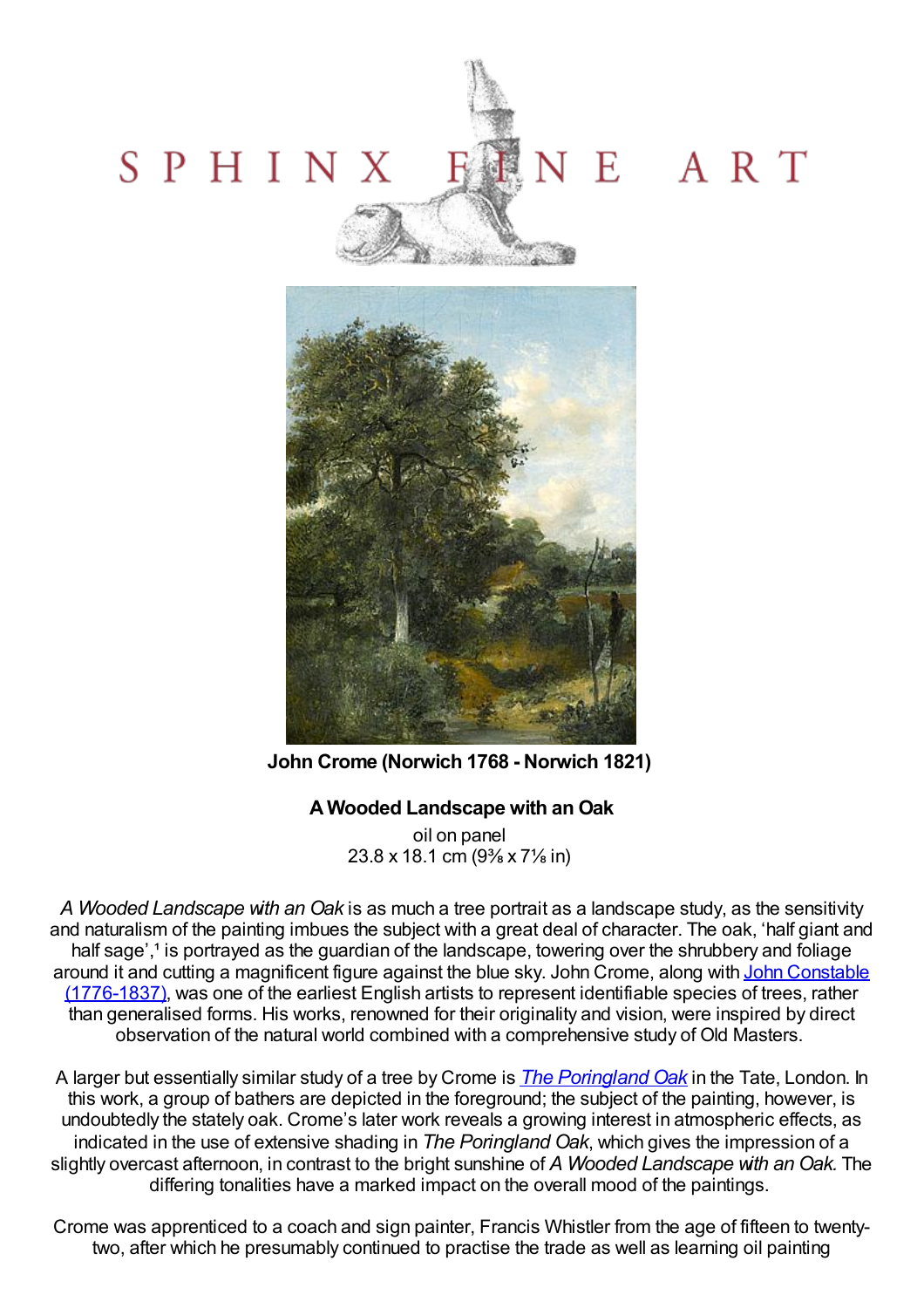# SPHINX FINE ART

**John Crome (Norwich 1768 - Norwich 1821)**

**A Wooded Landscape with an Oak**

oil on panel
23.8 x 18.1 cm (9⅜ x 7⅛ in)

*A Wooded Landscape with an Oak* is as much a tree portrait as a landscape study, as the sensitivity and naturalism of the painting imbues the subject with a great deal of character. The oak, 'half giant and half sage',[1] is portrayed as the guardian of the landscape, towering over the shrubbery and foliage around it and cutting a magnificent figure against the blue sky. John Crome, along with John Constable (1776-1837), was one of the earliest English artists to represent identifiable species of trees, rather than generalised forms. His works, renowned for their originality and vision, were inspired by direct observation of the natural world combined with a comprehensive study of Old Masters.

A larger but essentially similar study of a tree by Crome is *The Poringland Oak* in the Tate, London. In this work, a group of bathers are depicted in the foreground; the subject of the painting, however, is undoubtedly the stately oak. Crome's later work reveals a growing interest in atmospheric effects, as indicated in the use of extensive shading in *The Poringland Oak*, which gives the impression of a slightly overcast afternoon, in contrast to the bright sunshine of *A Wooded Landscape with an Oak.* The differing tonalities have a marked impact on the overall mood of the paintings.

Crome was apprenticed to a coach and sign painter, Francis Whistler from the age of fifteen to twenty-two, after which he presumably continued to practise the trade as well as learning oil painting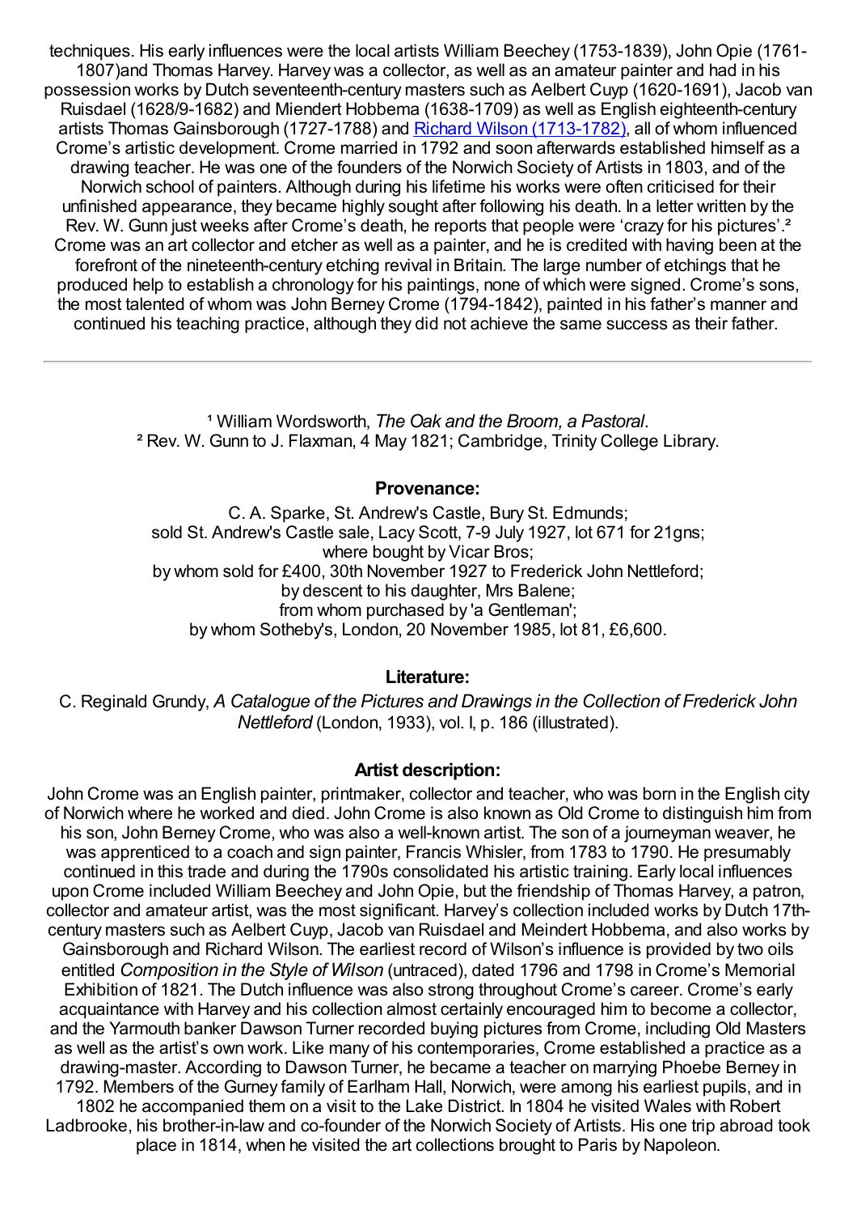techniques. His early influences were the local artists William Beechey (1753-1839), John Opie (1761-1807)and Thomas Harvey. Harvey was a collector, as well as an amateur painter and had in his possession works by Dutch seventeenth-century masters such as Aelbert Cuyp (1620-1691), Jacob van Ruisdael (1628/9-1682) and Miendert Hobbema (1638-1709) as well as English eighteenth-century artists Thomas Gainsborough (1727-1788) and Richard Wilson (1713-1782), all of whom influenced Crome's artistic development. Crome married in 1792 and soon afterwards established himself as a drawing teacher. He was one of the founders of the Norwich Society of Artists in 1803, and of the Norwich school of painters. Although during his lifetime his works were often criticised for their unfinished appearance, they became highly sought after following his death. In a letter written by the Rev. W. Gunn just weeks after Crome's death, he reports that people were 'crazy for his pictures'.[2] Crome was an art collector and etcher as well as a painter, and he is credited with having been at the forefront of the nineteenth-century etching revival in Britain. The large number of etchings that he produced help to establish a chronology for his paintings, none of which were signed. Crome's sons, the most talented of whom was John Berney Crome (1794-1842), painted in his father's manner and continued his teaching practice, although they did not achieve the same success as their father.

---

[1] William Wordsworth, *The Oak and the Broom, a Pastoral.*
[2] Rev. W. Gunn to J. Flaxman, 4 May 1821; Cambridge, Trinity College Library.

### Provenance:

C. A. Sparke, St. Andrew's Castle, Bury St. Edmunds;
sold St. Andrew's Castle sale, Lacy Scott, 7-9 July 1927, lot 671 for 21gns;
where bought by Vicar Bros;
by whom sold for £400, 30th November 1927 to Frederick John Nettleford;
by descent to his daughter, Mrs Balene;
from whom purchased by 'a Gentleman';
by whom Sotheby's, London, 20 November 1985, lot 81, £6,600.

### Literature:

C. Reginald Grundy, *A Catalogue of the Pictures and Drawings in the Collection of Frederick John Nettleford* (London, 1933), vol. I, p. 186 (illustrated).

### Artist description:

John Crome was an English painter, printmaker, collector and teacher, who was born in the English city of Norwich where he worked and died. John Crome is also known as Old Crome to distinguish him from his son, John Berney Crome, who was also a well-known artist. The son of a journeyman weaver, he was apprenticed to a coach and sign painter, Francis Whisler, from 1783 to 1790. He presumably continued in this trade and during the 1790s consolidated his artistic training. Early local influences upon Crome included William Beechey and John Opie, but the friendship of Thomas Harvey, a patron, collector and amateur artist, was the most significant. Harvey's collection included works by Dutch 17th-century masters such as Aelbert Cuyp, Jacob van Ruisdael and Meindert Hobbema, and also works by Gainsborough and Richard Wilson. The earliest record of Wilson's influence is provided by two oils entitled *Composition in the Style of Wilson* (untraced), dated 1796 and 1798 in Crome's Memorial Exhibition of 1821. The Dutch influence was also strong throughout Crome's career. Crome's early acquaintance with Harvey and his collection almost certainly encouraged him to become a collector, and the Yarmouth banker Dawson Turner recorded buying pictures from Crome, including Old Masters as well as the artist's own work. Like many of his contemporaries, Crome established a practice as a drawing-master. According to Dawson Turner, he became a teacher on marrying Phoebe Berney in 1792. Members of the Gurney family of Earlham Hall, Norwich, were among his earliest pupils, and in 1802 he accompanied them on a visit to the Lake District. In 1804 he visited Wales with Robert Ladbrooke, his brother-in-law and co-founder of the Norwich Society of Artists. His one trip abroad took place in 1814, when he visited the art collections brought to Paris by Napoleon.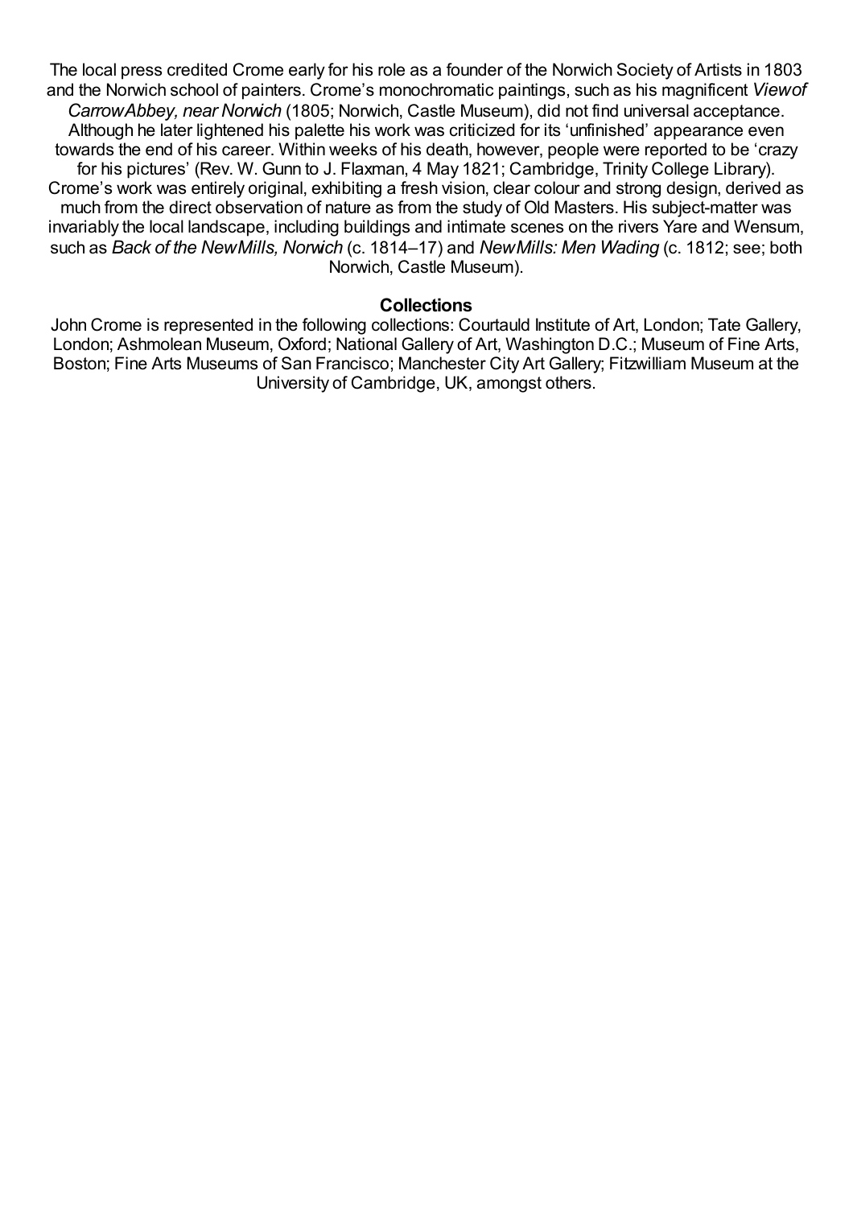The local press credited Crome early for his role as a founder of the Norwich Society of Artists in 1803 and the Norwich school of painters. Crome's monochromatic paintings, such as his magnificent *View of Carrow Abbey, near Norwich* (1805; Norwich, Castle Museum), did not find universal acceptance. Although he later lightened his palette his work was criticized for its 'unfinished' appearance even towards the end of his career. Within weeks of his death, however, people were reported to be 'crazy for his pictures' (Rev. W. Gunn to J. Flaxman, 4 May 1821; Cambridge, Trinity College Library). Crome's work was entirely original, exhibiting a fresh vision, clear colour and strong design, derived as much from the direct observation of nature as from the study of Old Masters. His subject-matter was invariably the local landscape, including buildings and intimate scenes on the rivers Yare and Wensum, such as *Back of the New Mills, Norwich* (c. 1814–17) and *New Mills: Men Wading* (c. 1812; see; both Norwich, Castle Museum).

## Collections

John Crome is represented in the following collections: Courtauld Institute of Art, London; Tate Gallery, London; Ashmolean Museum, Oxford; National Gallery of Art, Washington D.C.; Museum of Fine Arts, Boston; Fine Arts Museums of San Francisco; Manchester City Art Gallery; Fitzwilliam Museum at the University of Cambridge, UK, amongst others.